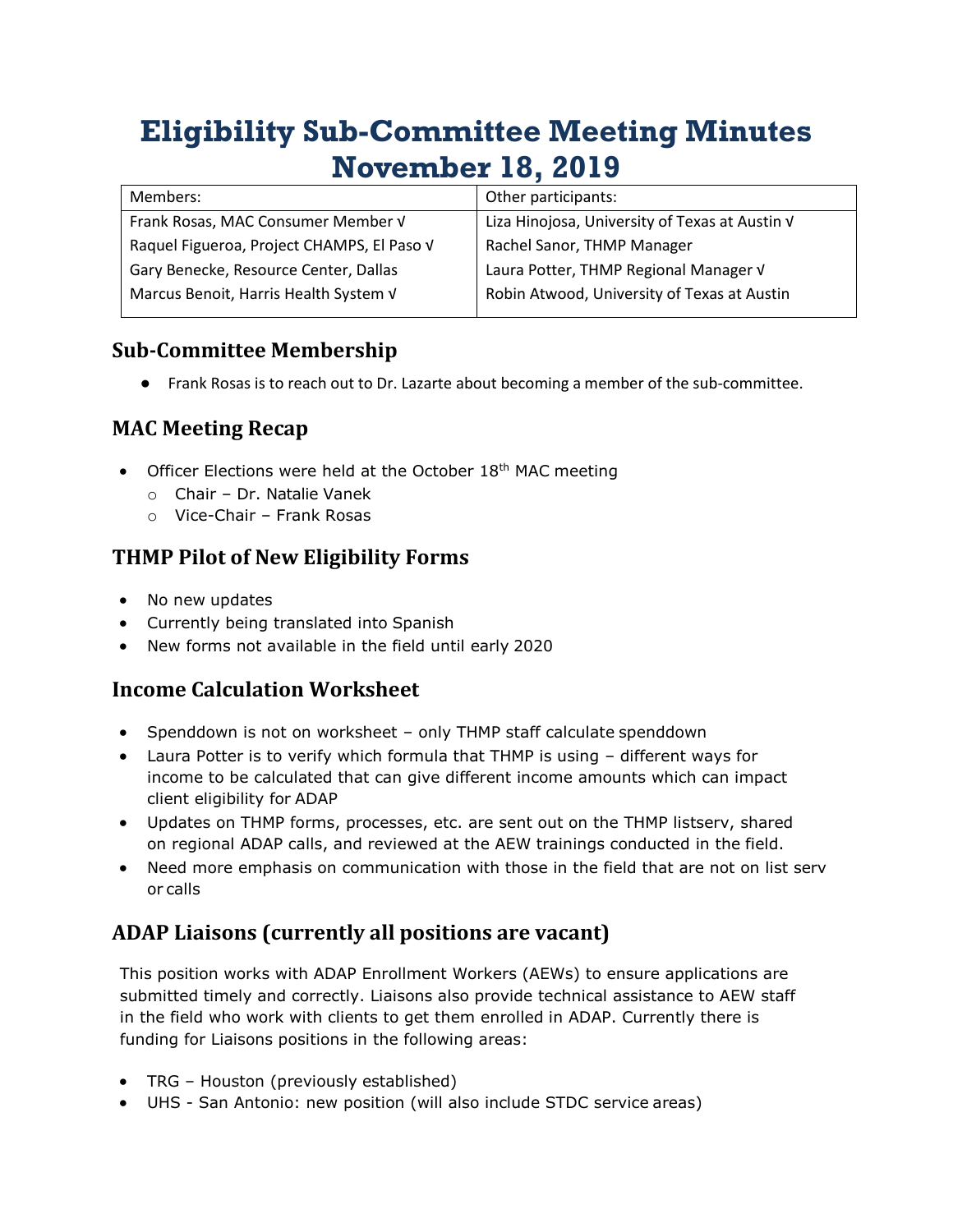# Eligibility Sub-Committee Meeting Minutes November 18, 2019

| Members: | Other participants: |
| --- | --- |
| Frank Rosas, MAC Consumer Member √ | Liza Hinojosa, University of Texas at Austin √ |
| Raquel Figueroa, Project CHAMPS, El Paso √ | Rachel Sanor, THMP Manager |
| Gary Benecke, Resource Center, Dallas | Laura Potter, THMP Regional Manager √ |
| Marcus Benoit, Harris Health System √ | Robin Atwood, University of Texas at Austin |

## Sub-Committee Membership

- Frank Rosas is to reach out to Dr. Lazarte about becoming a member of the sub-committee.

## MAC Meeting Recap

- Officer Elections were held at the October 18th MAC meeting
  - Chair – Dr. Natalie Vanek
  - Vice-Chair – Frank Rosas

## THMP Pilot of New Eligibility Forms

- No new updates
- Currently being translated into Spanish
- New forms not available in the field until early 2020

## Income Calculation Worksheet

- Spenddown is not on worksheet – only THMP staff calculate spenddown
- Laura Potter is to verify which formula that THMP is using – different ways for income to be calculated that can give different income amounts which can impact client eligibility for ADAP
- Updates on THMP forms, processes, etc. are sent out on the THMP listserv, shared on regional ADAP calls, and reviewed at the AEW trainings conducted in the field.
- Need more emphasis on communication with those in the field that are not on list serv or calls

## ADAP Liaisons (currently all positions are vacant)

This position works with ADAP Enrollment Workers (AEWs) to ensure applications are submitted timely and correctly. Liaisons also provide technical assistance to AEW staff in the field who work with clients to get them enrolled in ADAP. Currently there is funding for Liaisons positions in the following areas:

- TRG – Houston (previously established)
- UHS - San Antonio: new position (will also include STDC service areas)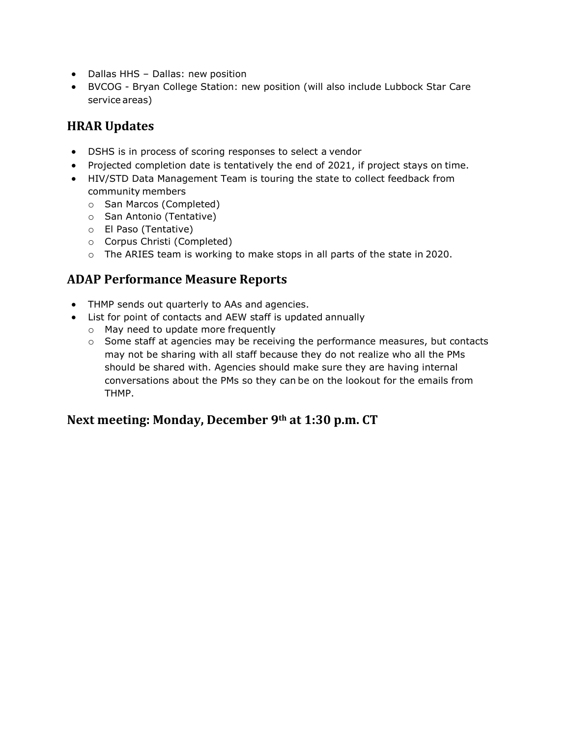- Dallas HHS – Dallas: new position
- BVCOG - Bryan College Station: new position (will also include Lubbock Star Care service areas)

## HRAR Updates

- DSHS is in process of scoring responses to select a vendor
- Projected completion date is tentatively the end of 2021, if project stays on time.
- HIV/STD Data Management Team is touring the state to collect feedback from community members
  - San Marcos (Completed)
  - San Antonio (Tentative)
  - El Paso (Tentative)
  - Corpus Christi (Completed)
  - The ARIES team is working to make stops in all parts of the state in 2020.

## ADAP Performance Measure Reports

- THMP sends out quarterly to AAs and agencies.
- List for point of contacts and AEW staff is updated annually
  - May need to update more frequently
  - Some staff at agencies may be receiving the performance measures, but contacts may not be sharing with all staff because they do not realize who all the PMs should be shared with. Agencies should make sure they are having internal conversations about the PMs so they can be on the lookout for the emails from THMP.

## Next meeting: Monday, December 9th at 1:30 p.m. CT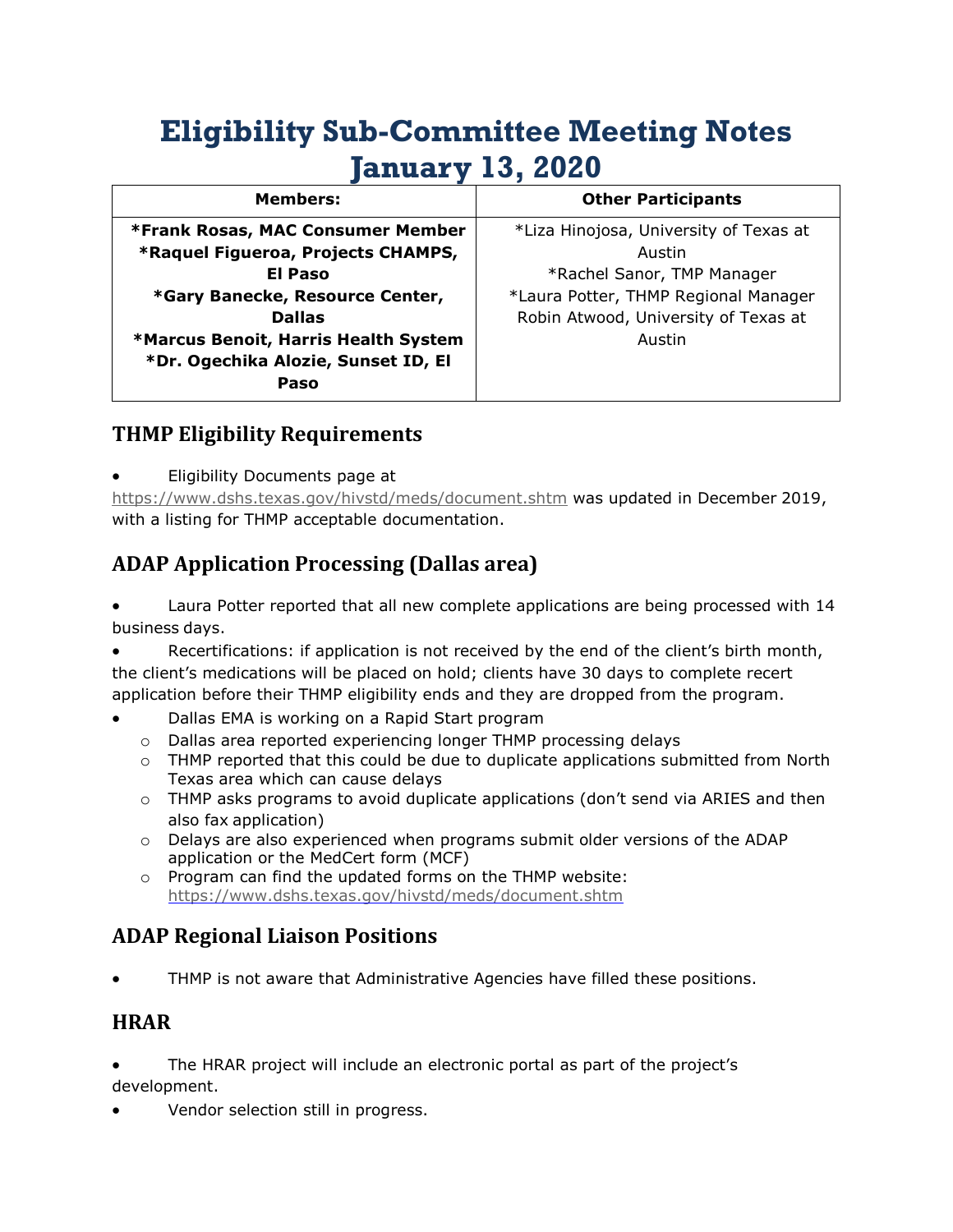# Eligibility Sub-Committee Meeting Notes January 13, 2020

| Members: | Other Participants |
| --- | --- |
| **\*Frank Rosas, MAC Consumer Member**<br>**\*Raquel Figueroa, Projects CHAMPS, El Paso**<br>**\*Gary Banecke, Resource Center, Dallas**<br>**\*Marcus Benoit, Harris Health System**<br>**\*Dr. Ogechika Alozie, Sunset ID, El Paso** | \*Liza Hinojosa, University of Texas at Austin<br>\*Rachel Sanor, TMP Manager<br>\*Laura Potter, THMP Regional Manager<br>Robin Atwood, University of Texas at Austin |

## THMP Eligibility Requirements

- Eligibility Documents page at https://www.dshs.texas.gov/hivstd/meds/document.shtm was updated in December 2019, with a listing for THMP acceptable documentation.

## ADAP Application Processing (Dallas area)

- Laura Potter reported that all new complete applications are being processed with 14 business days.
- Recertifications: if application is not received by the end of the client's birth month, the client's medications will be placed on hold; clients have 30 days to complete recert application before their THMP eligibility ends and they are dropped from the program.
- Dallas EMA is working on a Rapid Start program
  - Dallas area reported experiencing longer THMP processing delays
  - THMP reported that this could be due to duplicate applications submitted from North Texas area which can cause delays
  - THMP asks programs to avoid duplicate applications (don't send via ARIES and then also fax application)
  - Delays are also experienced when programs submit older versions of the ADAP application or the MedCert form (MCF)
  - Program can find the updated forms on the THMP website: https://www.dshs.texas.gov/hivstd/meds/document.shtm

## ADAP Regional Liaison Positions

- THMP is not aware that Administrative Agencies have filled these positions.

## HRAR

- The HRAR project will include an electronic portal as part of the project's development.
- Vendor selection still in progress.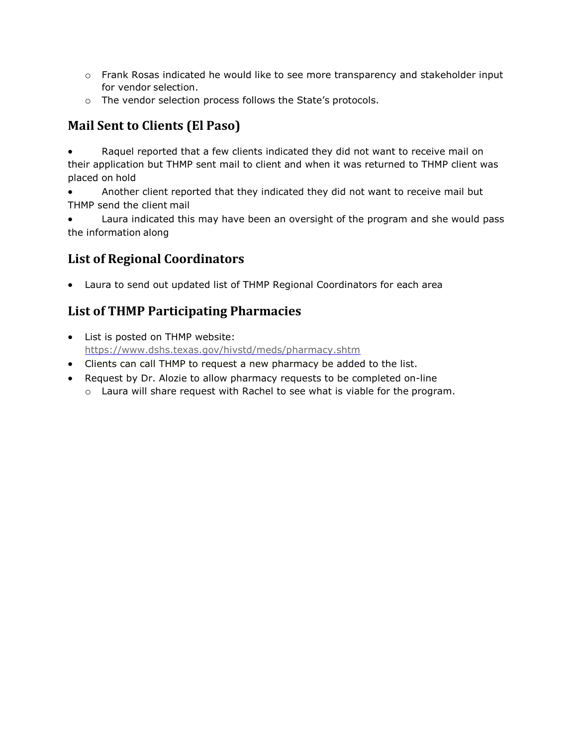- Frank Rosas indicated he would like to see more transparency and stakeholder input for vendor selection.
  - The vendor selection process follows the State's protocols.

## Mail Sent to Clients (El Paso)

- Raquel reported that a few clients indicated they did not want to receive mail on their application but THMP sent mail to client and when it was returned to THMP client was placed on hold
- Another client reported that they indicated they did not want to receive mail but THMP send the client mail
- Laura indicated this may have been an oversight of the program and she would pass the information along

## List of Regional Coordinators

- Laura to send out updated list of THMP Regional Coordinators for each area

## List of THMP Participating Pharmacies

- List is posted on THMP website: https://www.dshs.texas.gov/hivstd/meds/pharmacy.shtm
- Clients can call THMP to request a new pharmacy be added to the list.
- Request by Dr. Alozie to allow pharmacy requests to be completed on-line
  - Laura will share request with Rachel to see what is viable for the program.